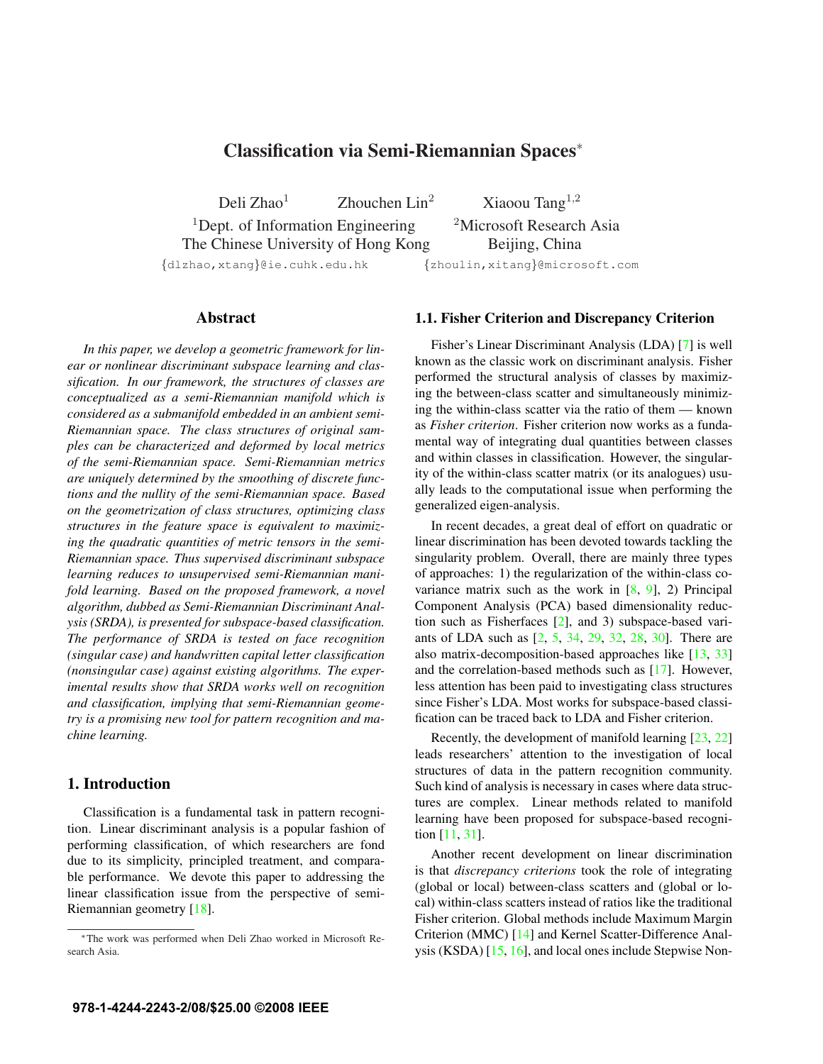# Classification via Semi-Riemannian Spaces*

Deli Zhao[1] Zhouchen Lin[2] Xiaoou Tang[1,2]

[1]Dept. of Information Engineering, The Chinese University of Hong Kong

[2]Microsoft Research Asia, Beijing, China

{dlzhao,xtang}@ie.cuhk.edu.hk {zhoulin,xitang}@microsoft.com

## Abstract

*In this paper, we develop a geometric framework for linear or nonlinear discriminant subspace learning and classification. In our framework, the structures of classes are conceptualized as a semi-Riemannian manifold which is considered as a submanifold embedded in an ambient semi-Riemannian space. The class structures of original samples can be characterized and deformed by local metrics of the semi-Riemannian space. Semi-Riemannian metrics are uniquely determined by the smoothing of discrete functions and the nullity of the semi-Riemannian space. Based on the geometrization of class structures, optimizing class structures in the feature space is equivalent to maximizing the quadratic quantities of metric tensors in the semi-Riemannian space. Thus supervised discriminant subspace learning reduces to unsupervised semi-Riemannian manifold learning. Based on the proposed framework, a novel algorithm, dubbed as Semi-Riemannian Discriminant Analysis (SRDA), is presented for subspace-based classification. The performance of SRDA is tested on face recognition (singular case) and handwritten capital letter classification (nonsingular case) against existing algorithms. The experimental results show that SRDA works well on recognition and classification, implying that semi-Riemannian geometry is a promising new tool for pattern recognition and machine learning.*

## 1. Introduction

Classification is a fundamental task in pattern recognition. Linear discriminant analysis is a popular fashion of performing classification, of which researchers are fond due to its simplicity, principled treatment, and comparable performance. We devote this paper to addressing the linear classification issue from the perspective of semi-Riemannian geometry [18].

### 1.1. Fisher Criterion and Discrepancy Criterion

Fisher's Linear Discriminant Analysis (LDA) [7] is well known as the classic work on discriminant analysis. Fisher performed the structural analysis of classes by maximizing the between-class scatter and simultaneously minimizing the within-class scatter via the ratio of them — known as *Fisher criterion*. Fisher criterion now works as a fundamental way of integrating dual quantities between classes and within classes in classification. However, the singularity of the within-class scatter matrix (or its analogues) usually leads to the computational issue when performing the generalized eigen-analysis.

In recent decades, a great deal of effort on quadratic or linear discrimination has been devoted towards tackling the singularity problem. Overall, there are mainly three types of approaches: 1) the regularization of the within-class covariance matrix such as the work in [8, 9], 2) Principal Component Analysis (PCA) based dimensionality reduction such as Fisherfaces [2], and 3) subspace-based variants of LDA such as [2, 5, 34, 29, 32, 28, 30]. There are also matrix-decomposition-based approaches like [13, 33] and the correlation-based methods such as [17]. However, less attention has been paid to investigating class structures since Fisher's LDA. Most works for subspace-based classification can be traced back to LDA and Fisher criterion.

Recently, the development of manifold learning [23, 22] leads researchers' attention to the investigation of local structures of data in the pattern recognition community. Such kind of analysis is necessary in cases where data structures are complex. Linear methods related to manifold learning have been proposed for subspace-based recognition [11, 31].

Another recent development on linear discrimination is that *discrepancy criterions* took the role of integrating (global or local) between-class scatters and (global or local) within-class scatters instead of ratios like the traditional Fisher criterion. Global methods include Maximum Margin Criterion (MMC) [14] and Kernel Scatter-Difference Analysis (KSDA) [15, 16], and local ones include Stepwise Non-

*The work was performed when Deli Zhao worked in Microsoft Research Asia.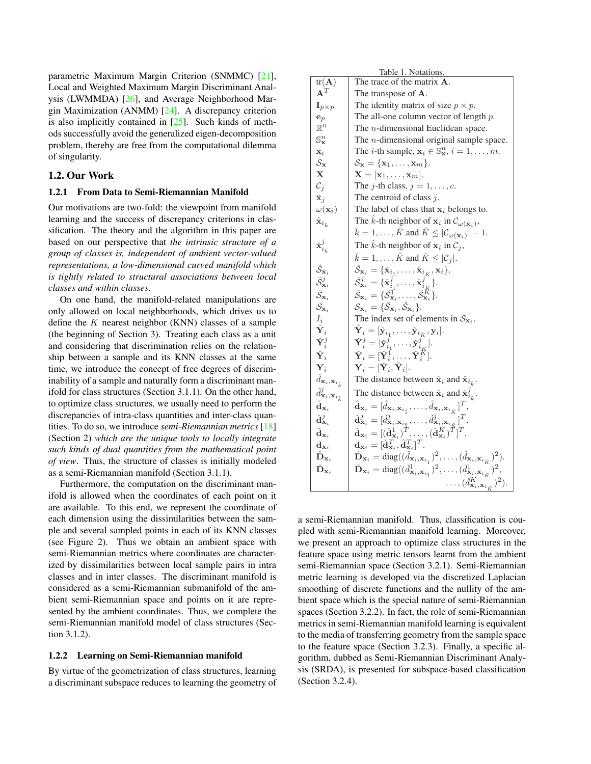parametric Maximum Margin Criterion (SNMMC) [21], Local and Weighted Maximum Margin Discriminant Analysis (LWMMDA) [26], and Average Neighborhood Margin Maximization (ANMM) [24]. A discrepancy criterion is also implicitly contained in [25]. Such kinds of methods successfully avoid the generalized eigen-decomposition problem, thereby are free from the computational dilemma of singularity.

## 1.2. Our Work

### 1.2.1 From Data to Semi-Riemannian Manifold

Our motivations are two-fold: the viewpoint from manifold learning and the success of discrepancy criterions in classification. The theory and the algorithm in this paper are based on our perspective that *the intrinsic structure of a group of classes is, independent of ambient vector-valued representations, a low-dimensional curved manifold which is tightly related to structural associations between local classes and within classes*.

On one hand, the manifold-related manipulations are only allowed on local neighborhoods, which drives us to define the $K$ nearest neighbor (KNN) classes of a sample (the beginning of Section 3). Treating each class as a unit and considering that discrimination relies on the relationship between a sample and its KNN classes at the same time, we introduce the concept of free degrees of discriminability of a sample and naturally form a discriminant manifold for class structures (Section 3.1.1). On the other hand, to optimize class structures, we usually need to perform the discrepancies of intra-class quantities and inter-class quantities. To do so, we introduce *semi-Riemannian metrics* [18] (Section 2) *which are the unique tools to locally integrate such kinds of dual quantities from the mathematical point of view*. Thus, the structure of classes is initially modeled as a semi-Riemannian manifold (Section 3.1.1).

Furthermore, the computation on the discriminant manifold is allowed when the coordinates of each point on it are available. To this end, we represent the coordinate of each dimension using the dissimilarities between the sample and several sampled points in each of its KNN classes (see Figure 2). Thus we obtain an ambient space with semi-Riemannian metrics where coordinates are characterized by dissimilarities between local sample pairs in intra classes and in inter classes. The discriminant manifold is considered as a semi-Riemannian submanifold of the ambient semi-Riemannian space and points on it are represented by the ambient coordinates. Thus, we complete the semi-Riemannian manifold model of class structures (Section 3.1.2).

### 1.2.2 Learning on Semi-Riemannian manifold

By virtue of the geometrization of class structures, learning a discriminant subspace reduces to learning the geometry of a semi-Riemannian manifold. Thus, classification is coupled with semi-Riemannian manifold learning. Moreover, we present an approach to optimize class structures in the feature space using metric tensors learnt from the ambient semi-Riemannian space (Section 3.2.1). Semi-Riemannian metric learning is developed via the discretized Laplacian smoothing of discrete functions and the nullity of the ambient space which is the special nature of semi-Riemannian spaces (Section 3.2.2). In fact, the role of semi-Riemannian metrics in semi-Riemannian manifold learning is equivalent to the media of transferring geometry from the sample space to the feature space (Section 3.2.3). Finally, a specific algorithm, dubbed as Semi-Riemannian Discriminant Analysis (SRDA), is presented for subspace-based classification (Section 3.2.4).

Table 1. Notations.

| | |
|---|---|
| $\mathrm{tr}(\mathbf{A})$ | The trace of the matrix $\mathbf{A}$. |
| $\mathbf{A}^T$ | The transpose of $\mathbf{A}$. |
| $\mathbf{I}_{p\times p}$ | The identity matrix of size $p \times p$. |
| $\mathbf{e}_p$ | The all-one column vector of length $p$. |
| $\mathbb{R}^n$ | The $n$-dimensional Euclidean space. |
| $\mathbb{S}^n_{\mathbf{x}}$ | The $n$-dimensional original sample space. |
| $\mathbf{x}_i$ | The $i$-th sample, $\mathbf{x}_i \in \mathbb{S}^n_{\mathbf{x}}$, $i = 1, \ldots, m$. |
| $\mathcal{S}_{\mathbf{x}}$ | $\mathcal{S}_{\mathbf{x}} = \{\mathbf{x}_1, \ldots, \mathbf{x}_m\}$. |
| $\mathbf{X}$ | $\mathbf{X} = [\mathbf{x}_1, \ldots, \mathbf{x}_m]$. |
| $\mathcal{C}_j$ | The $j$-th class, $j = 1, \ldots, c$. |
| $\bar{\mathbf{x}}_j$ | The centroid of class $j$. |
| $\omega(\mathbf{x}_i)$ | The label of class that $\mathbf{x}_i$ belongs to. |
| $\hat{\mathbf{x}}_{i_{\hat{k}}}$ | The $\hat{k}$-th neighbor of $\mathbf{x}_i$ in $\mathcal{C}_{\omega(\mathbf{x}_i)}$, $\hat{k} = 1, \ldots, \hat{K}$ and $\hat{K} \leq \lvert\mathcal{C}_{\omega(\mathbf{x}_i)}\rvert - 1$. |
| $\check{\mathbf{x}}^j_{i_{\check{k}}}$ | The $\check{k}$-th neighbor of $\mathbf{x}_i$ in $\mathcal{C}_j$, $\check{k} = 1, \ldots, \check{K}$ and $\check{K} \leq \lvert\mathcal{C}_j\rvert$. |
| $\hat{\mathcal{S}}_{\mathbf{x}_i}$ | $\hat{\mathcal{S}}_{\mathbf{x}_i} = \{\hat{\mathbf{x}}_{i_{\hat{1}}}, \ldots, \hat{\mathbf{x}}_{i_{\hat{K}}}, \mathbf{x}_i\}$. |
| $\check{\mathcal{S}}^j_{\mathbf{x}_i}$ | $\check{\mathcal{S}}^j_{\mathbf{x}_i} = \{\check{\mathbf{x}}^j_{i_{\check{1}}}, \ldots, \check{\mathbf{x}}^j_{i_{\check{K}}}\}$. |
| $\check{\mathcal{S}}_{\mathbf{x}_i}$ | $\check{\mathcal{S}}_{\mathbf{x}_i} = \{\check{\mathcal{S}}^1_{\mathbf{x}_i}, \ldots, \check{\mathcal{S}}^K_{\mathbf{x}_i}\}$. |
| $\mathcal{S}_{\mathbf{x}_i}$ | $\mathcal{S}_{\mathbf{x}_i} = \{\check{\mathcal{S}}_{\mathbf{x}_i}, \hat{\mathcal{S}}_{\mathbf{x}_i}\}$. |
| $I_i$ | The index set of elements in $\mathcal{S}_{\mathbf{x}_i}$. |
| $\hat{\mathbf{Y}}_i$ | $\hat{\mathbf{Y}}_i = [\hat{\mathbf{y}}_{i_{\hat{1}}}, \ldots, \hat{\mathbf{y}}_{i_{\hat{K}}}, \mathbf{y}_i]$. |
| $\check{\mathbf{Y}}^j_i$ | $\check{\mathbf{Y}}^j_i = [\check{\mathbf{y}}^j_{i_{\check{1}}}, \ldots, \check{\mathbf{y}}^j_{i_{\check{K}}}]$. |
| $\check{\mathbf{Y}}_i$ | $\check{\mathbf{Y}}_i = [\check{\mathbf{Y}}^1_i, \ldots, \check{\mathbf{Y}}^K_i]$. |
| $\mathbf{Y}_i$ | $\mathbf{Y}_i = [\check{\mathbf{Y}}_i, \hat{\mathbf{Y}}_i]$. |
| $\hat{d}_{\mathbf{x}_i,\mathbf{x}_{i_{\hat{k}}}}$ | The distance between $\hat{\mathbf{x}}_i$ and $\hat{\mathbf{x}}_{i_{\hat{k}}}$. |
| $\check{d}^j_{\mathbf{x}_i,\mathbf{x}_{i_{\check{k}}}}$ | The distance between $\hat{\mathbf{x}}_i$ and $\check{\mathbf{x}}^j_{i_{\check{k}}}$. |
| $\hat{\mathbf{d}}_{\mathbf{x}_i}$ | $\hat{\mathbf{d}}_{\mathbf{x}_i} = [\hat{d}_{\mathbf{x}_i,\mathbf{x}_{i_{\hat{1}}}}, \ldots, \hat{d}_{\mathbf{x}_i,\mathbf{x}_{i_{\hat{K}}}}]^T$, |
| $\check{\mathbf{d}}^j_{\mathbf{x}_i}$ | $\check{\mathbf{d}}^j_{\mathbf{x}_i} = [\check{d}^j_{\mathbf{x}_i,\mathbf{x}_{i_{\check{1}}}}, \ldots, \check{d}^j_{\mathbf{x}_i,\mathbf{x}_{i_{\check{K}}}}]^T$. |
| $\check{\mathbf{d}}_{\mathbf{x}_i}$ | $\check{\mathbf{d}}_{\mathbf{x}_i} = [(\check{\mathbf{d}}^1_{\mathbf{x}_i})^T, \ldots, (\check{\mathbf{d}}^K_{\mathbf{x}_i})^T]^T$. |
| $\mathbf{d}_{\mathbf{x}_i}$ | $\mathbf{d}_{\mathbf{x}_i} = [\check{\mathbf{d}}^T_{\mathbf{x}_i}, \hat{\mathbf{d}}^T_{\mathbf{x}_i}]^T$. |
| $\hat{\mathbf{D}}_{\mathbf{x}_i}$ | $\hat{\mathbf{D}}_{\mathbf{x}_i} = \mathrm{diag}((\hat{d}_{\mathbf{x}_i,\mathbf{x}_{i_{\hat{1}}}})^2, \ldots, (\hat{d}_{\mathbf{x}_i,\mathbf{x}_{i_{\hat{K}}}})^2)$. |
| $\check{\mathbf{D}}_{\mathbf{x}_i}$ | $\check{\mathbf{D}}_{\mathbf{x}_i} = \mathrm{diag}((\check{d}^1_{\mathbf{x}_i,\mathbf{x}_{i_{\check{1}}}})^2, \ldots, (\check{d}^1_{\mathbf{x}_i,\mathbf{x}_{i_{\check{K}}}})^2, \ldots, (\check{d}^K_{\mathbf{x}_i,\mathbf{x}_{i_{\check{K}}}})^2)$. |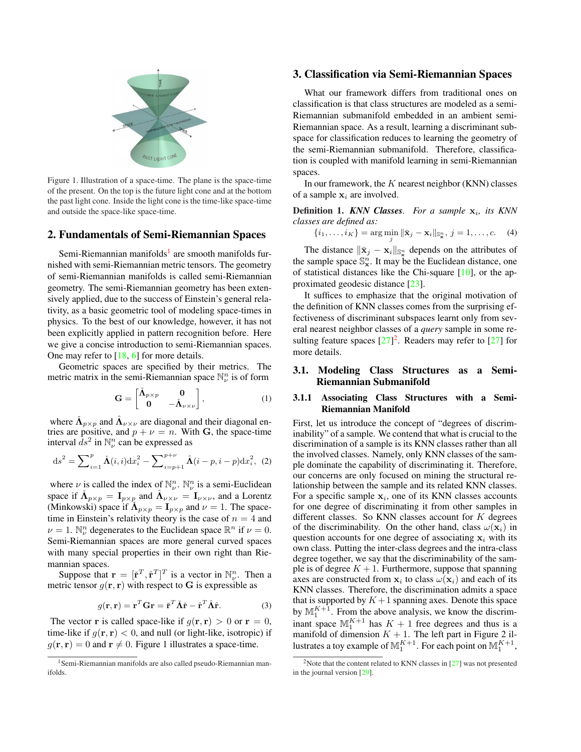Figure 1. Illustration of a space-time. The plane is the space-time of the present. On the top is the future light cone and at the bottom the past light cone. Inside the light cone is the time-like space-time and outside the space-like space-time.

## 2. Fundamentals of Semi-Riemannian Spaces

Semi-Riemannian manifolds[1] are smooth manifolds furnished with semi-Riemannian metric tensors. The geometry of semi-Riemannian manifolds is called semi-Riemannian geometry. The semi-Riemannian geometry has been extensively applied, due to the success of Einstein's general relativity, as a basic geometric tool of modeling space-times in physics. To the best of our knowledge, however, it has not been explicitly applied in pattern recognition before. Here we give a concise introduction to semi-Riemannian spaces. One may refer to [18, 6] for more details.

Geometric spaces are specified by their metrics. The metric matrix in the semi-Riemannian space $\mathbb{N}_\nu^n$ is of form

$$\mathbf{G} = \begin{bmatrix} \check{\mathbf{\Lambda}}_{p\times p} & \mathbf{0} \\ \mathbf{0} & -\hat{\mathbf{\Lambda}}_{\nu\times\nu} \end{bmatrix}, \quad (1)$$

where $\check{\mathbf{\Lambda}}_{p\times p}$ and $\hat{\mathbf{\Lambda}}_{\nu\times\nu}$ are diagonal and their diagonal entries are positive, and $p+\nu=n$. With $\mathbf{G}$, the space-time interval $ds^2$ in $\mathbb{N}_\nu^n$ can be expressed as

$$\mathrm{d}s^2 = \sum_{i=1}^{p} \check{\mathbf{\Lambda}}(i,i)\mathrm{d}x_i^2 - \sum_{i=p+1}^{p+\nu} \hat{\mathbf{\Lambda}}(i-p,i-p)\mathrm{d}x_i^2, \quad (2)$$

where $\nu$ is called the index of $\mathbb{N}_\nu^n$. $\mathbb{N}_\nu^n$ is a semi-Euclidean space if $\check{\mathbf{\Lambda}}_{p\times p} = \mathbf{I}_{p\times p}$ and $\hat{\mathbf{\Lambda}}_{\nu\times\nu} = \mathbf{I}_{\nu\times\nu}$, and a Lorentz (Minkowski) space if $\check{\mathbf{\Lambda}}_{p\times p} = \mathbf{I}_{p\times p}$ and $\nu=1$. The space-time in Einstein's relativity theory is the case of $n=4$ and $\nu=1$. $\mathbb{N}_\nu^n$ degenerates to the Euclidean space $\mathbb{R}^n$ if $\nu=0$. Semi-Riemannian spaces are more general curved spaces with many special properties in their own right than Riemannian spaces.

Suppose that $\mathbf{r} = [\check{\mathbf{r}}^T, \hat{\mathbf{r}}^T]^T$ is a vector in $\mathbb{N}_\nu^n$. Then a metric tensor $g(\mathbf{r},\mathbf{r})$ with respect to $\mathbf{G}$ is expressible as

$$g(\mathbf{r},\mathbf{r}) = \mathbf{r}^T\mathbf{G}\mathbf{r} = \check{\mathbf{r}}^T\check{\mathbf{\Lambda}}\check{\mathbf{r}} - \hat{\mathbf{r}}^T\hat{\mathbf{\Lambda}}\hat{\mathbf{r}}. \quad (3)$$

The vector $\mathbf{r}$ is called space-like if $g(\mathbf{r},\mathbf{r})>0$ or $\mathbf{r}=0$, time-like if $g(\mathbf{r},\mathbf{r})<0$, and null (or light-like, isotropic) if $g(\mathbf{r},\mathbf{r})=0$ and $\mathbf{r}\neq 0$. Figure 1 illustrates a space-time.

[1] Semi-Riemannian manifolds are also called pseudo-Riemannian manifolds.

## 3. Classification via Semi-Riemannian Spaces

What our framework differs from traditional ones on classification is that class structures are modeled as a semi-Riemannian submanifold embedded in an ambient semi-Riemannian space. As a result, learning a discriminant subspace for classification reduces to learning the geometry of the semi-Riemannian submanifold. Therefore, classification is coupled with manifold learning in semi-Riemannian spaces.

In our framework, the $K$ nearest neighbor (KNN) classes of a sample $\mathbf{x}_i$ are involved.

**Definition 1.** ***KNN Classes***. *For a sample $\mathbf{x}_i$, its KNN classes are defined as:*

$$\{i_1,\ldots,i_K\} = \arg\min_j \|\bar{\mathbf{x}}_j - \mathbf{x}_i\|_{\mathbb{S}_\mathbf{x}^n},\ j=1,\ldots,c. \quad (4)$$

The distance $\|\bar{\mathbf{x}}_j - \mathbf{x}_i\|_{\mathbb{S}_\mathbf{x}^n}$ depends on the attributes of the sample space $\mathbb{S}_\mathbf{x}^n$. It may be the Euclidean distance, one of statistical distances like the Chi-square [10], or the approximated geodesic distance [23].

It suffices to emphasize that the original motivation of the definition of KNN classes comes from the surprising effectiveness of discriminant subspaces learnt only from several nearest neighbor classes of a *query* sample in some resulting feature spaces [27][2]. Readers may refer to [27] for more details.

### 3.1. Modeling Class Structures as a Semi-Riemannian Submanifold

#### 3.1.1 Associating Class Structures with a Semi-Riemannian Manifold

First, let us introduce the concept of "degrees of discriminability" of a sample. We contend that what is crucial to the discrimination of a sample is its KNN classes rather than all the involved classes. Namely, only KNN classes of the sample dominate the capability of discriminating it. Therefore, our concerns are only focused on mining the structural relationship between the sample and its related KNN classes. For a specific sample $\mathbf{x}_i$, one of its KNN classes accounts for one degree of discriminating it from other samples in different classes. So KNN classes account for $K$ degrees of the discriminability. On the other hand, class $\omega(\mathbf{x}_i)$ in question accounts for one degree of associating $\mathbf{x}_i$ with its own class. Putting the inter-class degrees and the intra-class degree together, we say that the discriminability of the sample is of degree $K+1$. Furthermore, suppose that spanning axes are constructed from $\mathbf{x}_i$ to class $\omega(\mathbf{x}_i)$ and each of its KNN classes. Therefore, the discrimination admits a space that is supported by $K+1$ spanning axes. Denote this space by $\mathbb{M}_1^{K+1}$. From the above analysis, we know the discriminant space $\mathbb{M}_1^{K+1}$ has $K+1$ free degrees and thus is a manifold of dimension $K+1$. The left part in Figure 2 illustrates a toy example of $\mathbb{M}_1^{K+1}$. For each point on $\mathbb{M}_1^{K+1}$,

[2] Note that the content related to KNN classes in [27] was not presented in the journal version [29].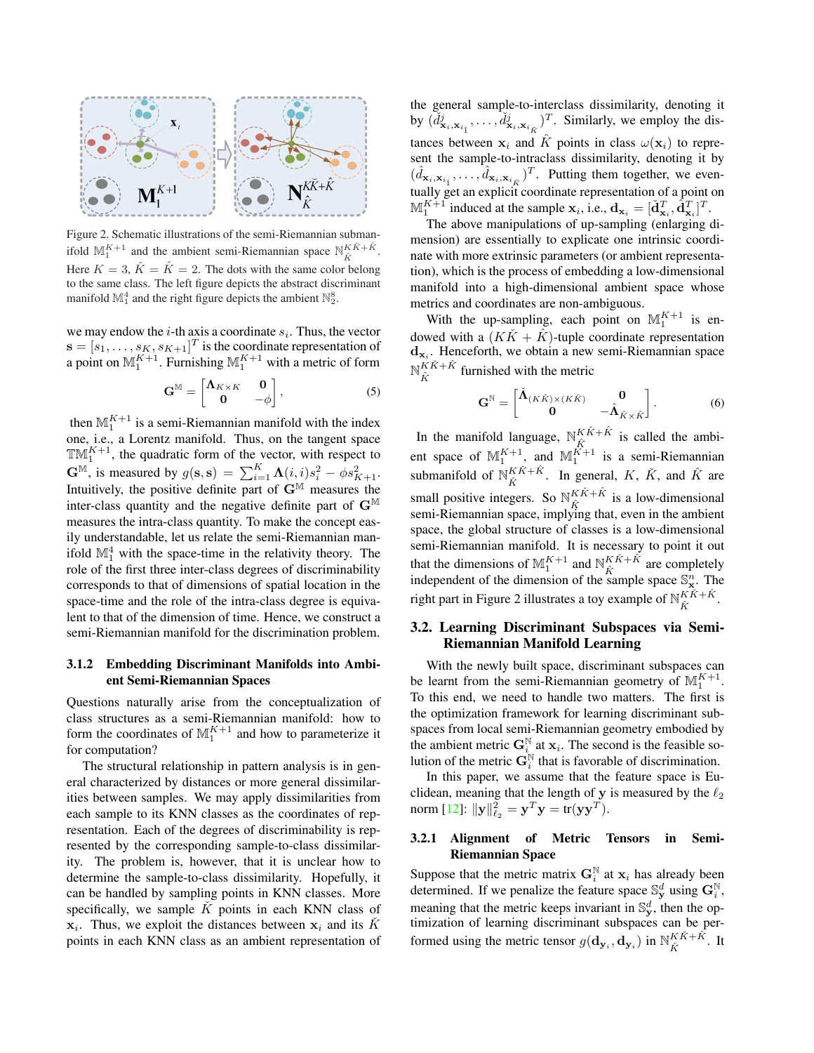Figure 2. Schematic illustrations of the semi-Riemannian submanifold $\mathbb{M}_1^{K+1}$ and the ambient semi-Riemannian space $\mathbb{N}_{\hat{K}}^{K\check{K}+\hat{K}}$. Here $K=3$, $\check{K}=\hat{K}=2$. The dots with the same color belong to the same class. The left figure depicts the abstract discriminant manifold $\mathbb{M}_1^4$ and the right figure depicts the ambient $\mathbb{N}_2^8$.

we may endow the $i$-th axis a coordinate $s_i$. Thus, the vector $\mathbf{s}=[s_1,\ldots,s_K,s_{K+1}]^T$ is the coordinate representation of a point on $\mathbb{M}_1^{K+1}$. Furnishing $\mathbb{M}_1^{K+1}$ with a metric of form

$$\mathbf{G}^{\mathbb{M}}=\begin{bmatrix}\mathbf{\Lambda}_{K\times K} & \mathbf{0}\\ \mathbf{0} & -\phi\end{bmatrix}, \tag{5}$$

then $\mathbb{M}_1^{K+1}$ is a semi-Riemannian manifold with the index one, i.e., a Lorentz manifold. Thus, on the tangent space $\mathbb{TM}_1^{K+1}$, the quadratic form of the vector, with respect to $\mathbf{G}^{\mathbb{M}}$, is measured by $g(\mathbf{s},\mathbf{s})=\sum_{i=1}^{K}\mathbf{\Lambda}(i,i)s_i^2-\phi s_{K+1}^2$. Intuitively, the positive definite part of $\mathbf{G}^{\mathbb{M}}$ measures the inter-class quantity and the negative definite part of $\mathbf{G}^{\mathbb{M}}$ measures the intra-class quantity. To make the concept easily understandable, let us relate the semi-Riemannian manifold $\mathbb{M}_1^4$ with the space-time in the relativity theory. The role of the first three inter-class degrees of discriminability corresponds to that of dimensions of spatial location in the space-time and the role of the intra-class degree is equivalent to that of the dimension of time. Hence, we construct a semi-Riemannian manifold for the discrimination problem.

#### 3.1.2 Embedding Discriminant Manifolds into Ambient Semi-Riemannian Spaces

Questions naturally arise from the conceptualization of class structures as a semi-Riemannian manifold: how to form the coordinates of $\mathbb{M}_1^{K+1}$ and how to parameterize it for computation?

The structural relationship in pattern analysis is in general characterized by distances or more general dissimilarities between samples. We may apply dissimilarities from each sample to its KNN classes as the coordinates of representation. Each of the degrees of discriminability is represented by the corresponding sample-to-class dissimilarity. The problem is, however, that it is unclear how to determine the sample-to-class dissimilarity. Hopefully, it can be handled by sampling points in KNN classes. More specifically, we sample $\check{K}$ points in each KNN class of $\mathbf{x}_i$. Thus, we exploit the distances between $\mathbf{x}_i$ and its $\check{K}$ points in each KNN class as an ambient representation of the general sample-to-interclass dissimilarity, denoting it by $(\check{d}^j_{\mathbf{x}_i,\mathbf{x}_{i_1}},\ldots,\check{d}^j_{\mathbf{x}_i,\mathbf{x}_{i_{\check{K}}}})^T$. Similarly, we employ the distances between $\mathbf{x}_i$ and $\hat{K}$ points in class $\omega(\mathbf{x}_i)$ to represent the sample-to-intraclass dissimilarity, denoting it by $(\hat{d}_{\mathbf{x}_i,\mathbf{x}_{i_1}},\ldots,\hat{d}_{\mathbf{x}_i,\mathbf{x}_{i_{\hat{K}}}})^T$. Putting them together, we eventually get an explicit coordinate representation of a point on $\mathbb{M}_1^{K+1}$ induced at the sample $\mathbf{x}_i$, i.e., $\mathbf{d}_{\mathbf{x}_i}=[\check{\mathbf{d}}^T_{\mathbf{x}_i},\hat{\mathbf{d}}^T_{\mathbf{x}_i}]^T$.

The above manipulations of up-sampling (enlarging dimension) are essentially to explicate one intrinsic coordinate with more extrinsic parameters (or ambient representation), which is the process of embedding a low-dimensional manifold into a high-dimensional ambient space whose metrics and coordinates are non-ambiguous.

With the up-sampling, each point on $\mathbb{M}_1^{K+1}$ is endowed with a $(K\check{K}+\hat{K})$-tuple coordinate representation $\mathbf{d}_{\mathbf{x}_i}$. Henceforth, we obtain a new semi-Riemannian space $\mathbb{N}_{\hat{K}}^{K\check{K}+\hat{K}}$ furnished with the metric

$$\mathbf{G}^{\mathbb{N}}=\begin{bmatrix}\check{\mathbf{\Lambda}}_{(K\check{K})\times(K\check{K})} & \mathbf{0}\\ \mathbf{0} & -\hat{\mathbf{\Lambda}}_{\hat{K}\times\hat{K}}\end{bmatrix}. \tag{6}$$

In the manifold language, $\mathbb{N}_{\hat{K}}^{K\check{K}+\hat{K}}$ is called the ambient space of $\mathbb{M}_1^{K+1}$, and $\mathbb{M}_1^{K+1}$ is a semi-Riemannian submanifold of $\mathbb{N}_{\hat{K}}^{K\check{K}+\hat{K}}$. In general, $K$, $\check{K}$, and $\hat{K}$ are small positive integers. So $\mathbb{N}_{\hat{K}}^{K\check{K}+\hat{K}}$ is a low-dimensional semi-Riemannian space, implying that, even in the ambient space, the global structure of classes is a low-dimensional semi-Riemannian manifold. It is necessary to point it out that the dimensions of $\mathbb{M}_1^{K+1}$ and $\mathbb{N}_{\hat{K}}^{K\check{K}+\hat{K}}$ are completely independent of the dimension of the sample space $\mathbb{S}^n_{\mathbf{x}}$. The right part in Figure 2 illustrates a toy example of $\mathbb{N}_{\hat{K}}^{K\check{K}+\hat{K}}$.

### 3.2. Learning Discriminant Subspaces via Semi-Riemannian Manifold Learning

With the newly built space, discriminant subspaces can be learnt from the semi-Riemannian geometry of $\mathbb{M}_1^{K+1}$. To this end, we need to handle two matters. The first is the optimization framework for learning discriminant subspaces from local semi-Riemannian geometry embodied by the ambient metric $\mathbf{G}_i^{\mathbb{N}}$ at $\mathbf{x}_i$. The second is the feasible solution of the metric $\mathbf{G}_i^{\mathbb{N}}$ that is favorable of discrimination.

In this paper, we assume that the feature space is Euclidean, meaning that the length of $\mathbf{y}$ is measured by the $\ell_2$ norm [12]: $\|\mathbf{y}\|^2_{\ell_2}=\mathbf{y}^T\mathbf{y}=\mathrm{tr}(\mathbf{y}\mathbf{y}^T)$.

#### 3.2.1 Alignment of Metric Tensors in Semi-Riemannian Space

Suppose that the metric matrix $\mathbf{G}_i^{\mathbb{N}}$ at $\mathbf{x}_i$ has already been determined. If we penalize the feature space $\mathbb{S}^d_{\mathbf{y}}$ using $\mathbf{G}_i^{\mathbb{N}}$, meaning that the metric keeps invariant in $\mathbb{S}^d_{\mathbf{y}}$, then the optimization of learning discriminant subspaces can be performed using the metric tensor $g(\mathbf{d}_{\mathbf{y}_i},\mathbf{d}_{\mathbf{y}_i})$ in $\mathbb{N}_{\hat{K}}^{K\check{K}+\hat{K}}$. It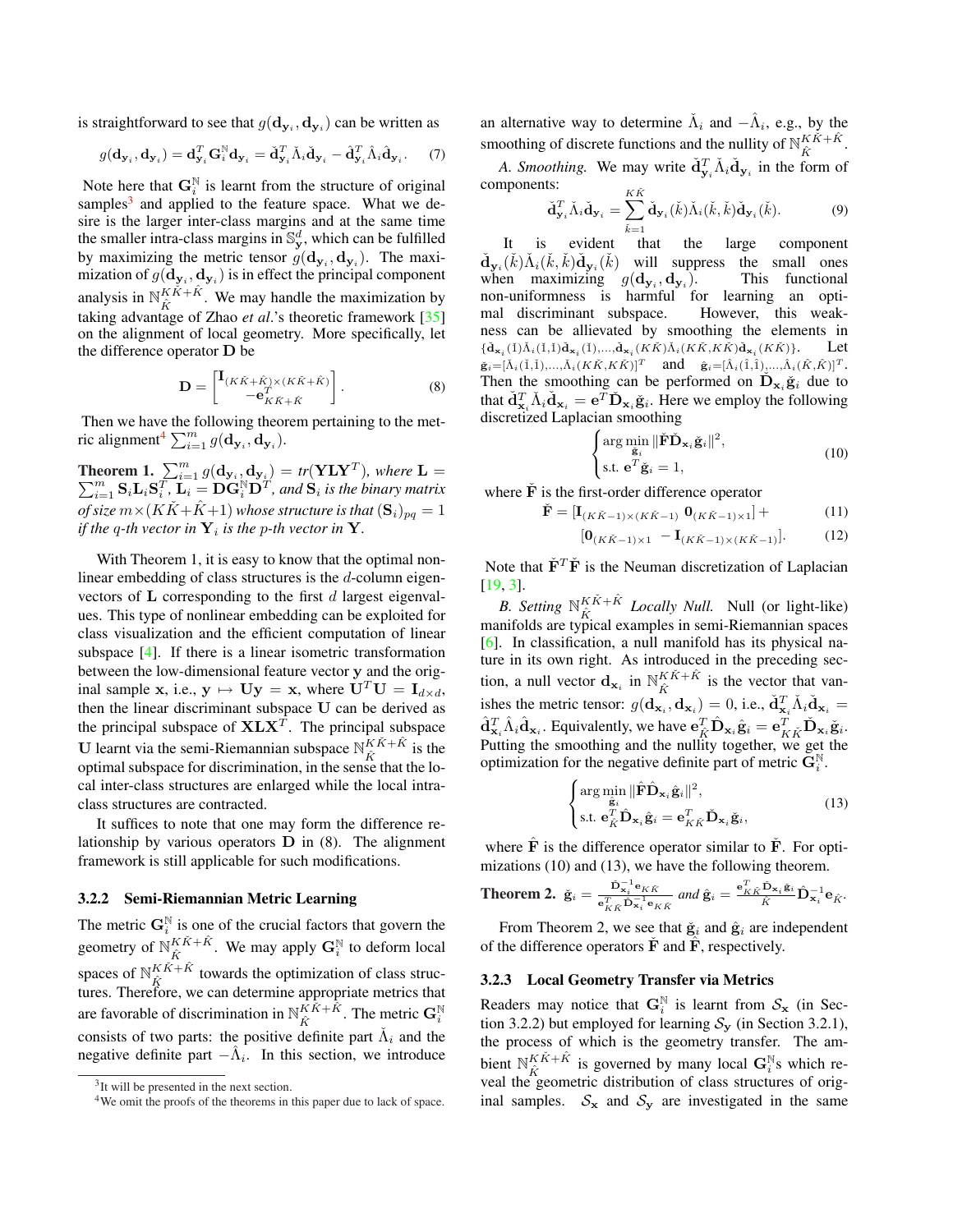is straightforward to see that $g(\mathbf{d}_{\mathbf{y}_i}, \mathbf{d}_{\mathbf{y}_i})$ can be written as

$$g(\mathbf{d}_{\mathbf{y}_i}, \mathbf{d}_{\mathbf{y}_i}) = \mathbf{d}_{\mathbf{y}_i}^T \mathbf{G}_i^{\mathbb{N}} \mathbf{d}_{\mathbf{y}_i} = \check{\mathbf{d}}_{\mathbf{y}_i}^T \check{\Lambda}_i \check{\mathbf{d}}_{\mathbf{y}_i} - \hat{\mathbf{d}}_{\mathbf{y}_i}^T \hat{\Lambda}_i \hat{\mathbf{d}}_{\mathbf{y}_i}. \quad (7)$$

Note here that $\mathbf{G}_i^{\mathbb{N}}$ is learnt from the structure of original samples[3] and applied to the feature space. What we desire is the larger inter-class margins and at the same time the smaller intra-class margins in $\mathbb{S}_{\mathbf{y}}^d$, which can be fulfilled by maximizing the metric tensor $g(\mathbf{d}_{\mathbf{y}_i}, \mathbf{d}_{\mathbf{y}_i})$. The maximization of $g(\mathbf{d}_{\mathbf{y}_i}, \mathbf{d}_{\mathbf{y}_i})$ is in effect the principal component analysis in $\mathbb{N}_{\hat{K}}^{K\check{K}+\hat{K}}$. We may handle the maximization by taking advantage of Zhao *et al*.'s theoretic framework [35] on the alignment of local geometry. More specifically, let the difference operator $\mathbf{D}$ be

$$\mathbf{D} = \begin{bmatrix} \mathbf{I}_{(K\check{K}+\hat{K})\times(K\check{K}+\hat{K})} \\ -\mathbf{e}_{K\check{K}+\hat{K}}^T \end{bmatrix}. \quad (8)$$

Then we have the following theorem pertaining to the metric alignment[4] $\sum_{i=1}^m g(\mathbf{d}_{\mathbf{y}_i}, \mathbf{d}_{\mathbf{y}_i})$.

**Theorem 1.** *$\sum_{i=1}^m g(\mathbf{d}_{\mathbf{y}_i}, \mathbf{d}_{\mathbf{y}_i}) = tr(\mathbf{Y}\mathbf{L}\mathbf{Y}^T)$, where $\mathbf{L} = \sum_{i=1}^m \mathbf{S}_i \mathbf{L}_i \mathbf{S}_i^T$, $\mathbf{L}_i = \mathbf{D}\mathbf{G}_i^{\mathbb{N}}\mathbf{D}^T$, and $\mathbf{S}_i$ is the binary matrix of size $m \times (K\check{K}+\hat{K}+1)$ whose structure is that $(\mathbf{S}_i)_{pq} = 1$ if the $q$-th vector in $\mathbf{Y}_i$ is the $p$-th vector in $\mathbf{Y}$.*

With Theorem 1, it is easy to know that the optimal nonlinear embedding of class structures is the $d$-column eigenvectors of $\mathbf{L}$ corresponding to the first $d$ largest eigenvalues. This type of nonlinear embedding can be exploited for class visualization and the efficient computation of linear subspace [4]. If there is a linear isometric transformation between the low-dimensional feature vector $\mathbf{y}$ and the original sample $\mathbf{x}$, i.e., $\mathbf{y} \mapsto \mathbf{U}\mathbf{y} = \mathbf{x}$, where $\mathbf{U}^T\mathbf{U} = \mathbf{I}_{d\times d}$, then the linear discriminant subspace $\mathbf{U}$ can be derived as the principal subspace of $\mathbf{X}\mathbf{L}\mathbf{X}^T$. The principal subspace $\mathbf{U}$ learnt via the semi-Riemannian subspace $\mathbb{N}_{\hat{K}}^{K\check{K}+\hat{K}}$ is the optimal subspace for discrimination, in the sense that the local inter-class structures are enlarged while the local intra-class structures are contracted.

It suffices to note that one may form the difference relationship by various operators $\mathbf{D}$ in (8). The alignment framework is still applicable for such modifications.

### 3.2.2 Semi-Riemannian Metric Learning

The metric $\mathbf{G}_i^{\mathbb{N}}$ is one of the crucial factors that govern the geometry of $\mathbb{N}_{\hat{K}}^{K\check{K}+\hat{K}}$. We may apply $\mathbf{G}_i^{\mathbb{N}}$ to deform local spaces of $\mathbb{N}_{\hat{K}}^{K\check{K}+\hat{K}}$ towards the optimization of class structures. Therefore, we can determine appropriate metrics that are favorable of discrimination in $\mathbb{N}_{\hat{K}}^{K\check{K}+\hat{K}}$. The metric $\mathbf{G}_i^{\mathbb{N}}$ consists of two parts: the positive definite part $\check{\Lambda}_i$ and the negative definite part $-\hat{\Lambda}_i$. In this section, we introduce an alternative way to determine $\check{\Lambda}_i$ and $-\hat{\Lambda}_i$, e.g., by the smoothing of discrete functions and the nullity of $\mathbb{N}_{\hat{K}}^{K\check{K}+\hat{K}}$.

*A. Smoothing.* We may write $\check{\mathbf{d}}_{\mathbf{y}_i}^T \check{\Lambda}_i \check{\mathbf{d}}_{\mathbf{y}_i}$ in the form of components:

$$\check{\mathbf{d}}_{\mathbf{y}_i}^T \check{\Lambda}_i \check{\mathbf{d}}_{\mathbf{y}_i} = \sum_{\check{k}=1}^{K\check{K}} \check{\mathbf{d}}_{\mathbf{y}_i}(\check{k}) \check{\Lambda}_i(\check{k}, \check{k}) \check{\mathbf{d}}_{\mathbf{y}_i}(\check{k}). \quad (9)$$

It is evident that the large component $\check{\mathbf{d}}_{\mathbf{y}_i}(\check{k})\check{\Lambda}_i(\check{k},\check{k})\check{\mathbf{d}}_{\mathbf{y}_i}(\check{k})$ will suppress the small ones when maximizing $g(\mathbf{d}_{\mathbf{y}_i}, \mathbf{d}_{\mathbf{y}_i})$. This functional non-uniformness is harmful for learning an optimal discriminant subspace. However, this weakness can be allievated by smoothing the elements in $\{\check{\mathbf{d}}_{\mathbf{x}_i}(\check{1})\check{\Lambda}_i(\check{1},\check{1})\check{\mathbf{d}}_{\mathbf{x}_i}(\check{1}),\ldots,\check{\mathbf{d}}_{\mathbf{x}_i}(K\check{K})\check{\Lambda}_i(K\check{K},K\check{K})\check{\mathbf{d}}_{\mathbf{x}_i}(K\check{K})\}$. Let $\check{\mathbf{g}}_i = [\check{\Lambda}_i(\check{1},\check{1}),\ldots,\check{\Lambda}_i(K\check{K},K\check{K})]^T$ and $\hat{\mathbf{g}}_i = [\hat{\Lambda}_i(\hat{1},\hat{1}),\ldots,\hat{\Lambda}_i(\hat{K},\hat{K})]^T$. Then the smoothing can be performed on $\check{\mathbf{D}}_{\mathbf{x}_i}\check{\mathbf{g}}_i$ due to that $\check{\mathbf{d}}_{\mathbf{x}_i}^T \check{\Lambda}_i \check{\mathbf{d}}_{\mathbf{x}_i} = \mathbf{e}^T \check{\mathbf{D}}_{\mathbf{x}_i}\check{\mathbf{g}}_i$. Here we employ the following discretized Laplacian smoothing

$$\begin{cases} \arg\min\limits_{\check{\mathbf{g}}_i} \|\check{\mathbf{F}}\check{\mathbf{D}}_{\mathbf{x}_i}\check{\mathbf{g}}_i\|^2, \\ \text{s.t. } \mathbf{e}^T\check{\mathbf{g}}_i = 1, \end{cases} \quad (10)$$

where $\check{\mathbf{F}}$ is the first-order difference operator

$$\check{\mathbf{F}} = [\mathbf{I}_{(K\check{K}-1)\times(K\check{K}-1)}\ \mathbf{0}_{(K\check{K}-1)\times 1}] + \quad (11)$$

$$[\mathbf{0}_{(K\check{K}-1)\times 1}\ -\mathbf{I}_{(K\check{K}-1)\times(K\check{K}-1)}]. \quad (12)$$

Note that $\check{\mathbf{F}}^T\check{\mathbf{F}}$ is the Neuman discretization of Laplacian [19, 3].

*B. Setting $\mathbb{N}_{\hat{K}}^{K\check{K}+\hat{K}}$ Locally Null.* Null (or light-like) manifolds are typical examples in semi-Riemannian spaces [6]. In classification, a null manifold has its physical nature in its own right. As introduced in the preceding section, a null vector $\mathbf{d}_{\mathbf{x}_i}$ in $\mathbb{N}_{\hat{K}}^{K\check{K}+\hat{K}}$ is the vector that vanishes the metric tensor: $g(\mathbf{d}_{\mathbf{x}_i}, \mathbf{d}_{\mathbf{x}_i}) = 0$, i.e., $\check{\mathbf{d}}_{\mathbf{x}_i}^T \check{\Lambda}_i \check{\mathbf{d}}_{\mathbf{x}_i} = \hat{\mathbf{d}}_{\mathbf{x}_i}^T \hat{\Lambda}_i \hat{\mathbf{d}}_{\mathbf{x}_i}$. Equivalently, we have $\mathbf{e}_{\hat{K}}^T \hat{\mathbf{D}}_{\mathbf{x}_i}\hat{\mathbf{g}}_i = \mathbf{e}_{K\check{K}}^T \check{\mathbf{D}}_{\mathbf{x}_i}\check{\mathbf{g}}_i$. Putting the smoothing and the nullity together, we get the optimization for the negative definite part of metric $\mathbf{G}_i^{\mathbb{N}}$.

$$\begin{cases} \arg\min\limits_{\hat{\mathbf{g}}_i} \|\hat{\mathbf{F}}\hat{\mathbf{D}}_{\mathbf{x}_i}\hat{\mathbf{g}}_i\|^2, \\ \text{s.t. } \mathbf{e}_{\hat{K}}^T \hat{\mathbf{D}}_{\mathbf{x}_i}\hat{\mathbf{g}}_i = \mathbf{e}_{K\check{K}}^T \check{\mathbf{D}}_{\mathbf{x}_i}\check{\mathbf{g}}_i, \end{cases} \quad (13)$$

where $\hat{\mathbf{F}}$ is the difference operator similar to $\check{\mathbf{F}}$. For optimizations (10) and (13), we have the following theorem.

**Theorem 2.** *$\check{\mathbf{g}}_i = \frac{\check{\mathbf{D}}_{\mathbf{x}_i}^{-1}\mathbf{e}_{K\check{K}}}{\mathbf{e}_{K\check{K}}^T \check{\mathbf{D}}_{\mathbf{x}_i}^{-1}\mathbf{e}_{K\check{K}}}$ and $\hat{\mathbf{g}}_i = \frac{\mathbf{e}_{K\check{K}}^T \check{\mathbf{D}}_{\mathbf{x}_i}\check{\mathbf{g}}_i}{\hat{K}} \hat{\mathbf{D}}_{\mathbf{x}_i}^{-1}\mathbf{e}_{\hat{K}}$.*

From Theorem 2, we see that $\check{\mathbf{g}}_i$ and $\hat{\mathbf{g}}_i$ are independent of the difference operators $\check{\mathbf{F}}$ and $\hat{\mathbf{F}}$, respectively.

### 3.2.3 Local Geometry Transfer via Metrics

Readers may notice that $\mathbf{G}_i^{\mathbb{N}}$ is learnt from $\mathcal{S}_{\mathbf{x}}$ (in Section 3.2.2) but employed for learning $\mathcal{S}_{\mathbf{y}}$ (in Section 3.2.1), the process of which is the geometry transfer. The ambient $\mathbb{N}_{\hat{K}}^{K\check{K}+\hat{K}}$ is governed by many local $\mathbf{G}_i^{\mathbb{N}}$s which reveal the geometric distribution of class structures of original samples. $\mathcal{S}_{\mathbf{x}}$ and $\mathcal{S}_{\mathbf{y}}$ are investigated in the same

---

[3] It will be presented in the next section.

[4] We omit the proofs of the theorems in this paper due to lack of space.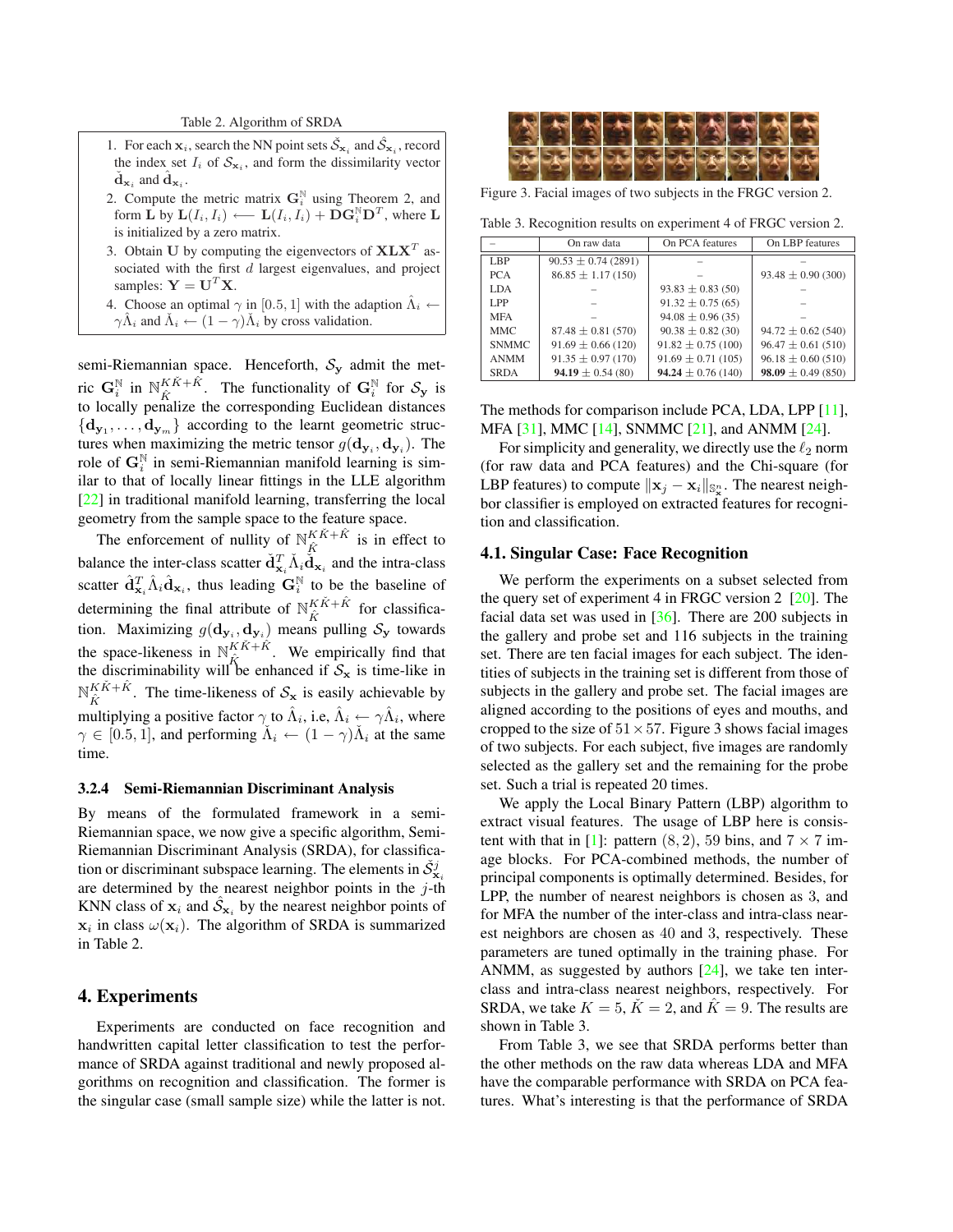Table 2. Algorithm of SRDA

1. For each $\mathbf{x}_i$, search the NN point sets $\check{\mathcal{S}}_{\mathbf{x}_i}$ and $\hat{\mathcal{S}}_{\mathbf{x}_i}$, record the index set $I_i$ of $\mathcal{S}_{\mathbf{x}_i}$, and form the dissimilarity vector $\check{\mathbf{d}}_{\mathbf{x}_i}$ and $\hat{\mathbf{d}}_{\mathbf{x}_i}$.
2. Compute the metric matrix $\mathbf{G}_i^{\mathbb{N}}$ using Theorem 2, and form $\mathbf{L}$ by $\mathbf{L}(I_i, I_i) \longleftarrow \mathbf{L}(I_i, I_i) + \mathbf{D}\mathbf{G}_i^{\mathbb{N}}\mathbf{D}^T$, where $\mathbf{L}$ is initialized by a zero matrix.
3. Obtain $\mathbf{U}$ by computing the eigenvectors of $\mathbf{X}\mathbf{L}\mathbf{X}^T$ associated with the first $d$ largest eigenvalues, and project samples: $\mathbf{Y} = \mathbf{U}^T\mathbf{X}$.
4. Choose an optimal $\gamma$ in $[0.5, 1]$ with the adaption $\hat{\Lambda}_i \leftarrow \gamma\hat{\Lambda}_i$ and $\check{\Lambda}_i \leftarrow (1-\gamma)\check{\Lambda}_i$ by cross validation.

semi-Riemannian space. Henceforth, $\mathcal{S}_{\mathbf{y}}$ admit the metric $\mathbf{G}_i^{\mathbb{N}}$ in $\mathbb{N}_{\hat{K}}^{K\check{K}+\hat{K}}$. The functionality of $\mathbf{G}_i^{\mathbb{N}}$ for $\mathcal{S}_{\mathbf{y}}$ is to locally penalize the corresponding Euclidean distances $\{\mathbf{d}_{\mathbf{y}_1}, \ldots, \mathbf{d}_{\mathbf{y}_m}\}$ according to the learnt geometric structures when maximizing the metric tensor $g(\mathbf{d}_{\mathbf{y}_i}, \mathbf{d}_{\mathbf{y}_i})$. The role of $\mathbf{G}_i^{\mathbb{N}}$ in semi-Riemannian manifold learning is similar to that of locally linear fittings in the LLE algorithm [22] in traditional manifold learning, transferring the local geometry from the sample space to the feature space.

The enforcement of nullity of $\mathbb{N}_{\hat{K}}^{K\check{K}+\hat{K}}$ is in effect to balance the inter-class scatter $\check{\mathbf{d}}_{\mathbf{x}_i}^T\check{\Lambda}_i\check{\mathbf{d}}_{\mathbf{x}_i}$ and the intra-class scatter $\hat{\mathbf{d}}_{\mathbf{x}_i}^T\hat{\Lambda}_i\hat{\mathbf{d}}_{\mathbf{x}_i}$, thus leading $\mathbf{G}_i^{\mathbb{N}}$ to be the baseline of determining the final attribute of $\mathbb{N}_{\hat{K}}^{K\check{K}+\hat{K}}$ for classification. Maximizing $g(\mathbf{d}_{\mathbf{y}_i}, \mathbf{d}_{\mathbf{y}_i})$ means pulling $\mathcal{S}_{\mathbf{y}}$ towards the space-likeness in $\mathbb{N}_{\hat{K}}^{K\check{K}+\hat{K}}$. We empirically find that the discriminability will be enhanced if $\mathcal{S}_{\mathbf{x}}$ is time-like in $\mathbb{N}_{\hat{K}}^{K\check{K}+\hat{K}}$. The time-likeness of $\mathcal{S}_{\mathbf{x}}$ is easily achievable by multiplying a positive factor $\gamma$ to $\hat{\Lambda}_i$, i.e, $\hat{\Lambda}_i \leftarrow \gamma\hat{\Lambda}_i$, where $\gamma \in [0.5, 1]$, and performing $\check{\Lambda}_i \leftarrow (1-\gamma)\check{\Lambda}_i$ at the same time.

#### 3.2.4 Semi-Riemannian Discriminant Analysis

By means of the formulated framework in a semi-Riemannian space, we now give a specific algorithm, Semi-Riemannian Discriminant Analysis (SRDA), for classification or discriminant subspace learning. The elements in $\check{\mathcal{S}}_{\mathbf{x}_i}^j$ are determined by the nearest neighbor points in the $j$-th KNN class of $\mathbf{x}_i$ and $\hat{\mathcal{S}}_{\mathbf{x}_i}$ by the nearest neighbor points of $\mathbf{x}_i$ in class $\omega(\mathbf{x}_i)$. The algorithm of SRDA is summarized in Table 2.

## 4. Experiments

Experiments are conducted on face recognition and handwritten capital letter classification to test the performance of SRDA against traditional and newly proposed algorithms on recognition and classification. The former is the singular case (small sample size) while the latter is not.

Figure 3. Facial images of two subjects in the FRGC version 2.

Table 3. Recognition results on experiment 4 of FRGC version 2.

| – | On raw data | On PCA features | On LBP features |
|---|---|---|---|
| LBP | 90.53 ± 0.74 (2891) | – | – |
| PCA | 86.85 ± 1.17 (150) | – | 93.48 ± 0.90 (300) |
| LDA | – | 93.83 ± 0.83 (50) | – |
| LPP | – | 91.32 ± 0.75 (65) | – |
| MFA | – | 94.08 ± 0.96 (35) | – |
| MMC | 87.48 ± 0.81 (570) | 90.38 ± 0.82 (30) | 94.72 ± 0.62 (540) |
| SNMMC | 91.69 ± 0.66 (120) | 91.82 ± 0.75 (100) | 96.47 ± 0.61 (510) |
| ANMM | 91.35 ± 0.97 (170) | 91.69 ± 0.71 (105) | 96.18 ± 0.60 (510) |
| SRDA | **94.19** ± 0.54 (80) | **94.24** ± 0.76 (140) | **98.09** ± 0.49 (850) |

The methods for comparison include PCA, LDA, LPP [11], MFA [31], MMC [14], SNMMC [21], and ANMM [24].

For simplicity and generality, we directly use the $\ell_2$ norm (for raw data and PCA features) and the Chi-square (for LBP features) to compute $\|\mathbf{x}_j - \mathbf{x}_i\|_{\mathbb{S}_{\mathbf{x}}^n}$. The nearest neighbor classifier is employed on extracted features for recognition and classification.

### 4.1. Singular Case: Face Recognition

We perform the experiments on a subset selected from the query set of experiment 4 in FRGC version 2 [20]. The facial data set was used in [36]. There are 200 subjects in the gallery and probe set and 116 subjects in the training set. There are ten facial images for each subject. The identities of subjects in the training set is different from those of subjects in the gallery and probe set. The facial images are aligned according to the positions of eyes and mouths, and cropped to the size of $51 \times 57$. Figure 3 shows facial images of two subjects. For each subject, five images are randomly selected as the gallery set and the remaining for the probe set. Such a trial is repeated 20 times.

We apply the Local Binary Pattern (LBP) algorithm to extract visual features. The usage of LBP here is consistent with that in [1]: pattern $(8, 2)$, 59 bins, and $7 \times 7$ image blocks. For PCA-combined methods, the number of principal components is optimally determined. Besides, for LPP, the number of nearest neighbors is chosen as 3, and for MFA the number of the inter-class and intra-class nearest neighbors are chosen as 40 and 3, respectively. These parameters are tuned optimally in the training phase. For ANMM, as suggested by authors [24], we take ten inter-class and intra-class nearest neighbors, respectively. For SRDA, we take $K = 5$, $\check{K} = 2$, and $\hat{K} = 9$. The results are shown in Table 3.

From Table 3, we see that SRDA performs better than the other methods on the raw data whereas LDA and MFA have the comparable performance with SRDA on PCA features. What's interesting is that the performance of SRDA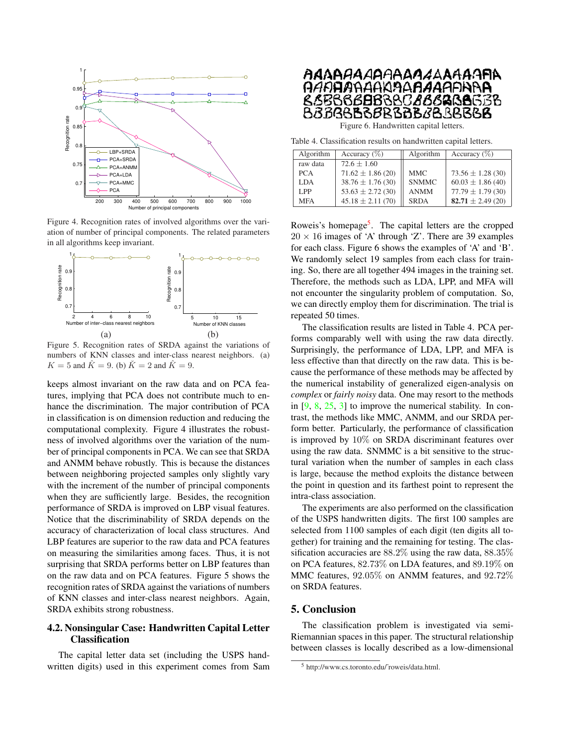Figure 4. Recognition rates of involved algorithms over the variation of number of principal components. The related parameters in all algorithms keep invariant.

Figure 5. Recognition rates of SRDA against the variations of numbers of KNN classes and inter-class nearest neighbors. (a) $K = 5$ and $\hat{K} = 9$. (b) $\check{K} = 2$ and $\hat{K} = 9$.

keeps almost invariant on the raw data and on PCA features, implying that PCA does not contribute much to enhance the discrimination. The major contribution of PCA in classification is on dimension reduction and reducing the computational complexity. Figure 4 illustrates the robustness of involved algorithms over the variation of the number of principal components in PCA. We can see that SRDA and ANMM behave robustly. This is because the distances between neighboring projected samples only slightly vary with the increment of the number of principal components when they are sufficiently large. Besides, the recognition performance of SRDA is improved on LBP visual features. Notice that the discriminability of SRDA depends on the accuracy of characterization of local class structures. And LBP features are superior to the raw data and PCA features on measuring the similarities among faces. Thus, it is not surprising that SRDA performs better on LBP features than on the raw data and on PCA features. Figure 5 shows the recognition rates of SRDA against the variations of numbers of KNN classes and inter-class nearest neighbors. Again, SRDA exhibits strong robustness.

### 4.2. Nonsingular Case: Handwritten Capital Letter Classification

The capital letter data set (including the USPS handwritten digits) used in this experiment comes from Sam Roweis's homepage[5]. The capital letters are the cropped $20 \times 16$ images of 'A' through 'Z'. There are 39 examples for each class. Figure 6 shows the examples of 'A' and 'B'. We randomly select 19 samples from each class for training. So, there are all together 494 images in the training set. Therefore, the methods such as LDA, LPP, and MFA will not encounter the singularity problem of computation. So, we can directly employ them for discrimination. The trial is repeated 50 times.

Figure 6. Handwritten capital letters.

Table 4. Classification results on handwritten capital letters.

| Algorithm | Accuracy (%) | Algorithm | Accuracy (%) |
|---|---|---|---|
| raw data | $72.6 \pm 1.60$ | | |
| PCA | $71.62 \pm 1.86$ (20) | MMC | $73.56 \pm 1.28$ (30) |
| LDA | $38.76 \pm 1.76$ (30) | SNMMC | $60.03 \pm 1.86$ (40) |
| LPP | $53.63 \pm 2.72$ (30) | ANMM | $77.79 \pm 1.79$ (30) |
| MFA | $45.18 \pm 2.11$ (70) | SRDA | $\mathbf{82.71} \pm 2.49$ (20) |

The classification results are listed in Table 4. PCA performs comparably well with using the raw data directly. Surprisingly, the performance of LDA, LPP, and MFA is less effective than that directly on the raw data. This is because the performance of these methods may be affected by the numerical instability of generalized eigen-analysis on *complex* or *fairly noisy* data. One may resort to the methods in [9, 8, 25, 3] to improve the numerical stability. In contrast, the methods like MMC, ANMM, and our SRDA perform better. Particularly, the performance of classification is improved by 10% on SRDA discriminant features over using the raw data. SNMMC is a bit sensitive to the structural variation when the number of samples in each class is large, because the method exploits the distance between the point in question and its farthest point to represent the intra-class association.

The experiments are also performed on the classification of the USPS handwritten digits. The first 100 samples are selected from 1100 samples of each digit (ten digits all together) for training and the remaining for testing. The classification accuracies are 88.2% using the raw data, 88.35% on PCA features, 82.73% on LDA features, and 89.19% on MMC features, 92.05% on ANMM features, and 92.72% on SRDA features.

## 5. Conclusion

The classification problem is investigated via semi-Riemannian spaces in this paper. The structural relationship between classes is locally described as a low-dimensional

[5] http://www.cs.toronto.edu/~roweis/data.html.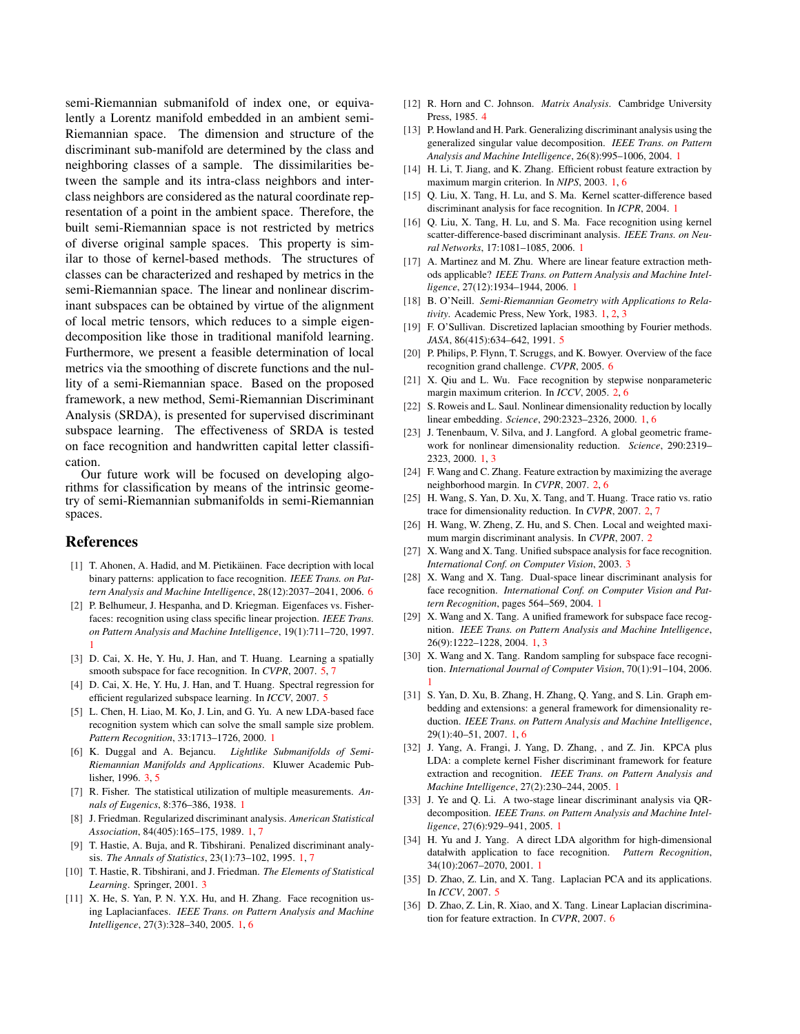semi-Riemannian submanifold of index one, or equivalently a Lorentz manifold embedded in an ambient semi-Riemannian space. The dimension and structure of the discriminant sub-manifold are determined by the class and neighboring classes of a sample. The dissimilarities between the sample and its intra-class neighbors and inter-class neighbors are considered as the natural coordinate representation of a point in the ambient space. Therefore, the built semi-Riemannian space is not restricted by metrics of diverse original sample spaces. This property is similar to those of kernel-based methods. The structures of classes can be characterized and reshaped by metrics in the semi-Riemannian space. The linear and nonlinear discriminant subspaces can be obtained by virtue of the alignment of local metric tensors, which reduces to a simple eigen-decomposition like those in traditional manifold learning. Furthermore, we present a feasible determination of local metrics via the smoothing of discrete functions and the nullity of a semi-Riemannian space. Based on the proposed framework, a new method, Semi-Riemannian Discriminant Analysis (SRDA), is presented for supervised discriminant subspace learning. The effectiveness of SRDA is tested on face recognition and handwritten capital letter classification.

Our future work will be focused on developing algorithms for classification by means of the intrinsic geometry of semi-Riemannian submanifolds in semi-Riemannian spaces.

## References

[1] T. Ahonen, A. Hadid, and M. Pietikäinen. Face decription with local binary patterns: application to face recognition. *IEEE Trans. on Pattern Analysis and Machine Intelligence*, 28(12):2037–2041, 2006. 6

[2] P. Belhumeur, J. Hespanha, and D. Kriegman. Eigenfaces vs. Fisherfaces: recognition using class specific linear projection. *IEEE Trans. on Pattern Analysis and Machine Intelligence*, 19(1):711–720, 1997. 1

[3] D. Cai, X. He, Y. Hu, J. Han, and T. Huang. Learning a spatially smooth subspace for face recognition. In *CVPR*, 2007. 5, 7

[4] D. Cai, X. He, Y. Hu, J. Han, and T. Huang. Spectral regression for efficient regularized subspace learning. In *ICCV*, 2007. 5

[5] L. Chen, H. Liao, M. Ko, J. Lin, and G. Yu. A new LDA-based face recognition system which can solve the small sample size problem. *Pattern Recognition*, 33:1713–1726, 2000. 1

[6] K. Duggal and A. Bejancu. *Lightlike Submanifolds of Semi-Riemannian Manifolds and Applications*. Kluwer Academic Publisher, 1996. 3, 5

[7] R. Fisher. The statistical utilization of multiple measurements. *Annals of Eugenics*, 8:376–386, 1938. 1

[8] J. Friedman. Regularized discriminant analysis. *American Statistical Association*, 84(405):165–175, 1989. 1, 7

[9] T. Hastie, A. Buja, and R. Tibshirani. Penalized discriminant analysis. *The Annals of Statistics*, 23(1):73–102, 1995. 1, 7

[10] T. Hastie, R. Tibshirani, and J. Friedman. *The Elements of Statistical Learning*. Springer, 2001. 3

[11] X. He, S. Yan, P. N. Y.X. Hu, and H. Zhang. Face recognition using Laplacianfaces. *IEEE Trans. on Pattern Analysis and Machine Intelligence*, 27(3):328–340, 2005. 1, 6

[12] R. Horn and C. Johnson. *Matrix Analysis*. Cambridge University Press, 1985. 4

[13] P. Howland and H. Park. Generalizing discriminant analysis using the generalized singular value decomposition. *IEEE Trans. on Pattern Analysis and Machine Intelligence*, 26(8):995–1006, 2004. 1

[14] H. Li, T. Jiang, and K. Zhang. Efficient robust feature extraction by maximum margin criterion. In *NIPS*, 2003. 1, 6

[15] Q. Liu, X. Tang, H. Lu, and S. Ma. Kernel scatter-difference based discriminant analysis for face recognition. In *ICPR*, 2004. 1

[16] Q. Liu, X. Tang, H. Lu, and S. Ma. Face recognition using kernel scatter-difference-based discriminant analysis. *IEEE Trans. on Neural Networks*, 17:1081–1085, 2006. 1

[17] A. Martinez and M. Zhu. Where are linear feature extraction methods applicable? *IEEE Trans. on Pattern Analysis and Machine Intelligence*, 27(12):1934–1944, 2006. 1

[18] B. O'Neill. *Semi-Riemannian Geometry with Applications to Relativity*. Academic Press, New York, 1983. 1, 2, 3

[19] F. O'Sullivan. Discretized laplacian smoothing by Fourier methods. *JASA*, 86(415):634–642, 1991. 5

[20] P. Philips, P. Flynn, T. Scruggs, and K. Bowyer. Overview of the face recognition grand challenge. *CVPR*, 2005. 6

[21] X. Qiu and L. Wu. Face recognition by stepwise nonparameteric margin maximum criterion. In *ICCV*, 2005. 2, 6

[22] S. Roweis and L. Saul. Nonlinear dimensionality reduction by locally linear embedding. *Science*, 290:2323–2326, 2000. 1, 6

[23] J. Tenenbaum, V. Silva, and J. Langford. A global geometric framework for nonlinear dimensionality reduction. *Science*, 290:2319–2323, 2000. 1, 3

[24] F. Wang and C. Zhang. Feature extraction by maximizing the average neighborhood margin. In *CVPR*, 2007. 2, 6

[25] H. Wang, S. Yan, D. Xu, X. Tang, and T. Huang. Trace ratio vs. ratio trace for dimensionality reduction. In *CVPR*, 2007. 2, 7

[26] H. Wang, W. Zheng, Z. Hu, and S. Chen. Local and weighted maximum margin discriminant analysis. In *CVPR*, 2007. 2

[27] X. Wang and X. Tang. Unified subspace analysis for face recognition. *International Conf. on Computer Vision*, 2003. 3

[28] X. Wang and X. Tang. Dual-space linear discriminant analysis for face recognition. *International Conf. on Computer Vision and Pattern Recognition*, pages 564–569, 2004. 1

[29] X. Wang and X. Tang. A unified framework for subspace face recognition. *IEEE Trans. on Pattern Analysis and Machine Intelligence*, 26(9):1222–1228, 2004. 1, 3

[30] X. Wang and X. Tang. Random sampling for subspace face recognition. *International Journal of Computer Vision*, 70(1):91–104, 2006. 1

[31] S. Yan, D. Xu, B. Zhang, H. Zhang, Q. Yang, and S. Lin. Graph embedding and extensions: a general framework for dimensionality reduction. *IEEE Trans. on Pattern Analysis and Machine Intelligence*, 29(1):40–51, 2007. 1, 6

[32] J. Yang, A. Frangi, J. Yang, D. Zhang, , and Z. Jin. KPCA plus LDA: a complete kernel Fisher discriminant framework for feature extraction and recognition. *IEEE Trans. on Pattern Analysis and Machine Intelligence*, 27(2):230–244, 2005. 1

[33] J. Ye and Q. Li. A two-stage linear discriminant analysis via QR-decomposition. *IEEE Trans. on Pattern Analysis and Machine Intelligence*, 27(6):929–941, 2005. 1

[34] H. Yu and J. Yang. A direct LDA algorithm for high-dimensional datalwith application to face recognition. *Pattern Recognition*, 34(10):2067–2070, 2001. 1

[35] D. Zhao, Z. Lin, and X. Tang. Laplacian PCA and its applications. In *ICCV*, 2007. 5

[36] D. Zhao, Z. Lin, R. Xiao, and X. Tang. Linear Laplacian discrimination for feature extraction. In *CVPR*, 2007. 6